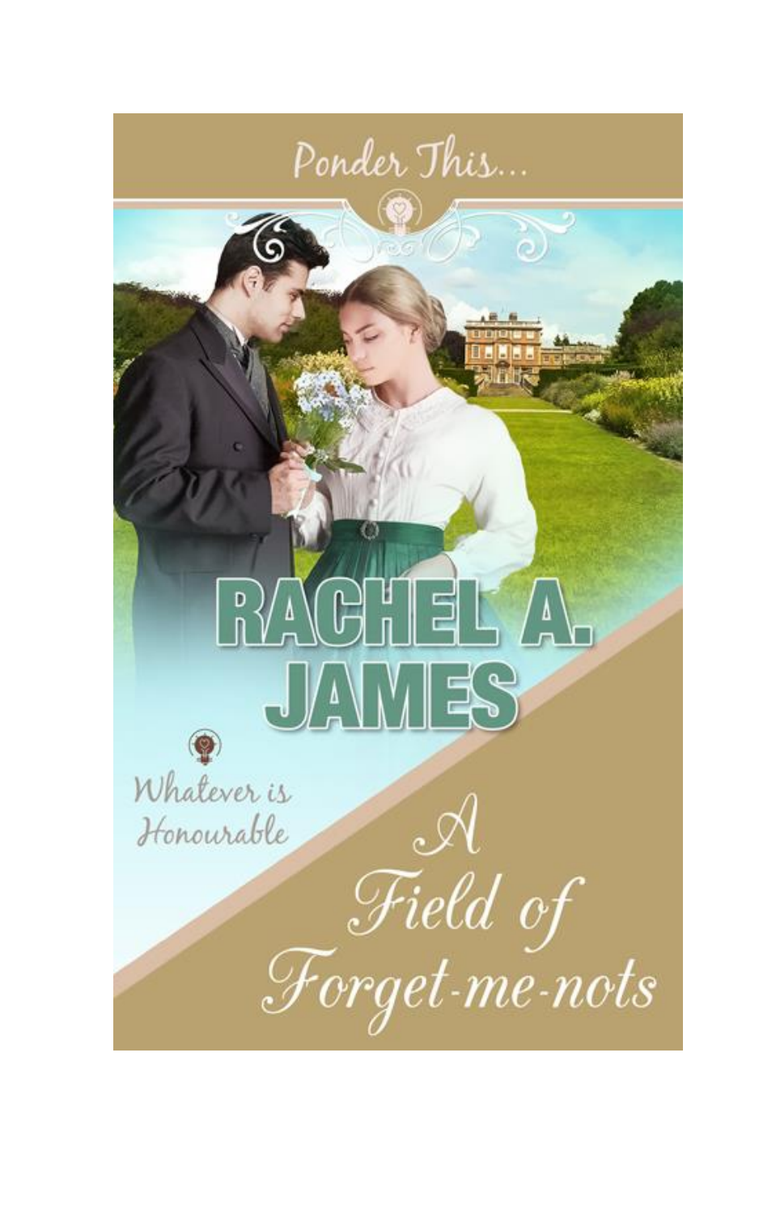Ponder This...

# RACHEL A. JAMES

Whatever is Honourable

# A Field of Forget-me-nots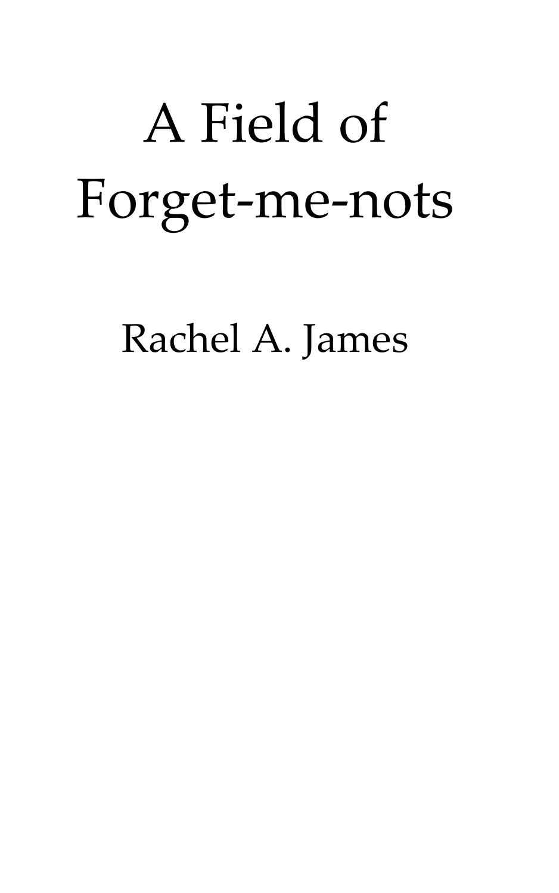# A Field of Forget-me-nots

Rachel A. James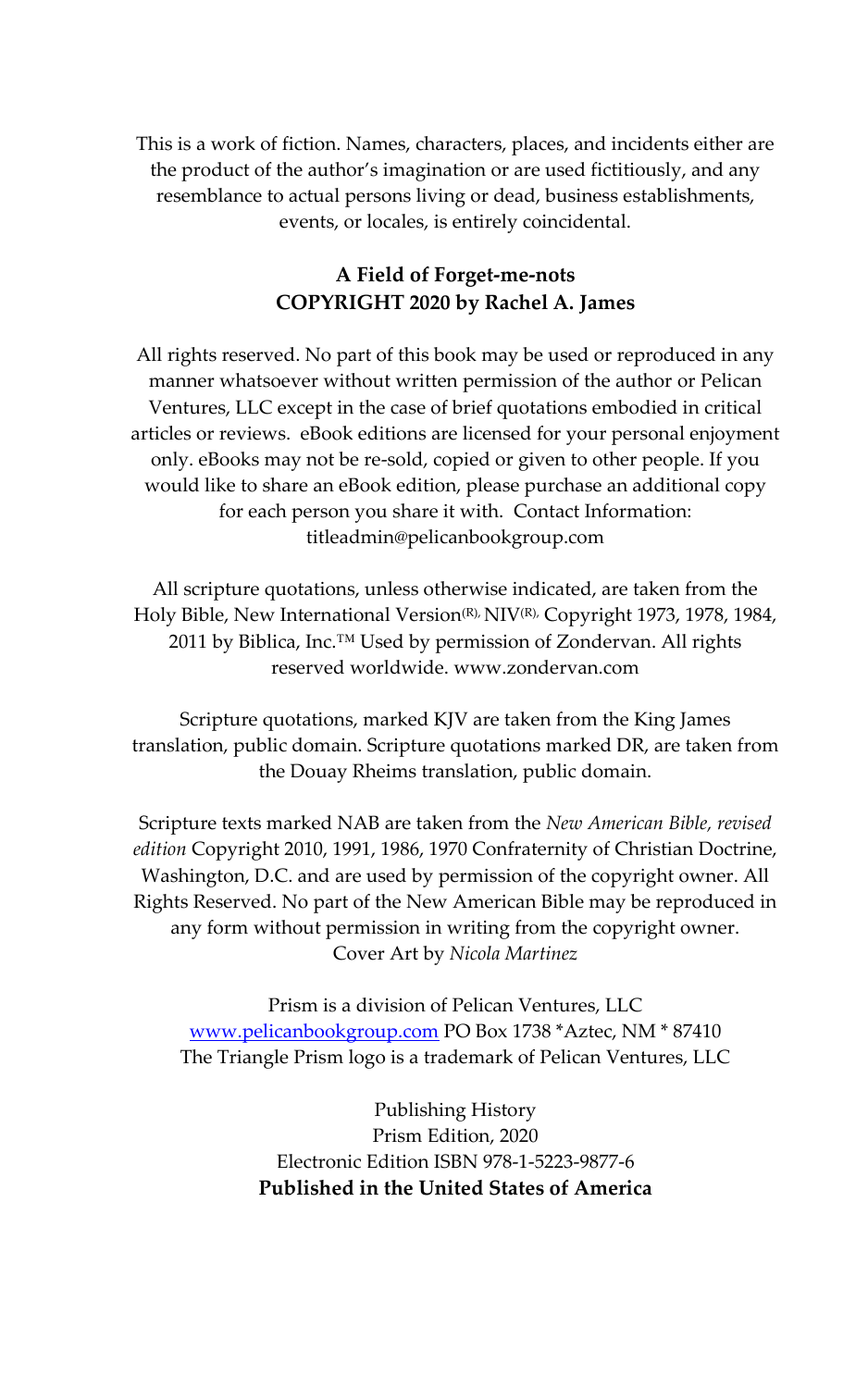This is a work of fiction. Names, characters, places, and incidents either are the product of the author's imagination or are used fictitiously, and any resemblance to actual persons living or dead, business establishments, events, or locales, is entirely coincidental.

**A Field of Forget-me-nots**
**COPYRIGHT 2020 by Rachel A. James**

All rights reserved. No part of this book may be used or reproduced in any manner whatsoever without written permission of the author or Pelican Ventures, LLC except in the case of brief quotations embodied in critical articles or reviews. eBook editions are licensed for your personal enjoyment only. eBooks may not be re-sold, copied or given to other people. If you would like to share an eBook edition, please purchase an additional copy for each person you share it with. Contact Information: titleadmin@pelicanbookgroup.com

All scripture quotations, unless otherwise indicated, are taken from the Holy Bible, New International Version(R), NIV(R), Copyright 1973, 1978, 1984, 2011 by Biblica, Inc.™ Used by permission of Zondervan. All rights reserved worldwide. www.zondervan.com

Scripture quotations, marked KJV are taken from the King James translation, public domain. Scripture quotations marked DR, are taken from the Douay Rheims translation, public domain.

Scripture texts marked NAB are taken from the *New American Bible, revised edition* Copyright 2010, 1991, 1986, 1970 Confraternity of Christian Doctrine, Washington, D.C. and are used by permission of the copyright owner. All Rights Reserved. No part of the New American Bible may be reproduced in any form without permission in writing from the copyright owner.
Cover Art by *Nicola Martinez*

Prism is a division of Pelican Ventures, LLC
[www.pelicanbookgroup.com](http://www.pelicanbookgroup.com) PO Box 1738 *Aztec, NM * 87410
The Triangle Prism logo is a trademark of Pelican Ventures, LLC

Publishing History
Prism Edition, 2020
Electronic Edition ISBN 978-1-5223-9877-6
**Published in the United States of America**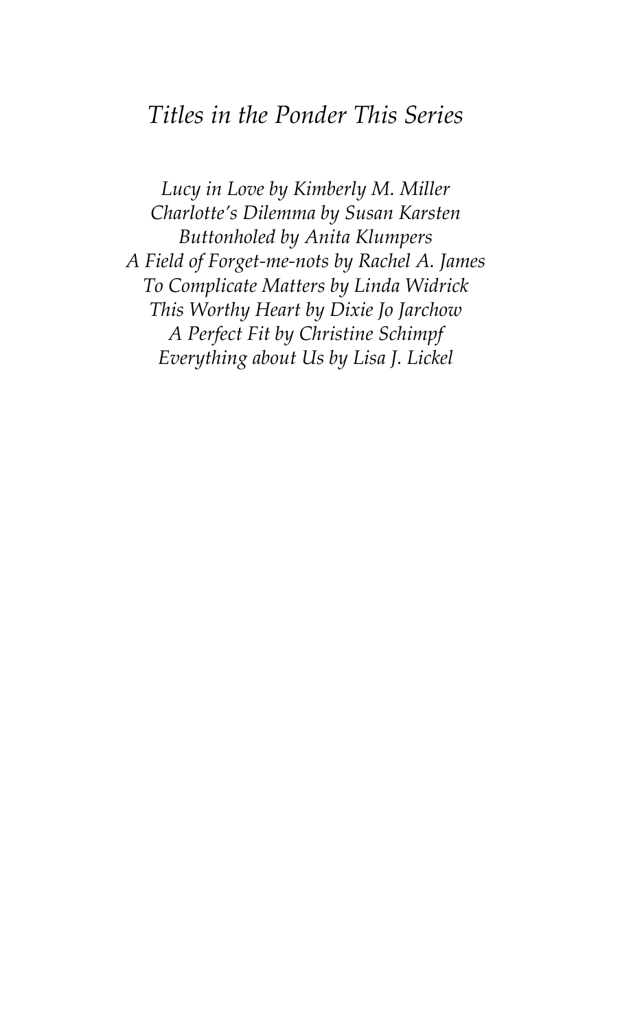## *Titles in the Ponder This Series*

*Lucy in Love by Kimberly M. Miller*
*Charlotte's Dilemma by Susan Karsten*
*Buttonholed by Anita Klumpers*
*A Field of Forget-me-nots by Rachel A. James*
*To Complicate Matters by Linda Widrick*
*This Worthy Heart by Dixie Jo Jarchow*
*A Perfect Fit by Christine Schimpf*
*Everything about Us by Lisa J. Lickel*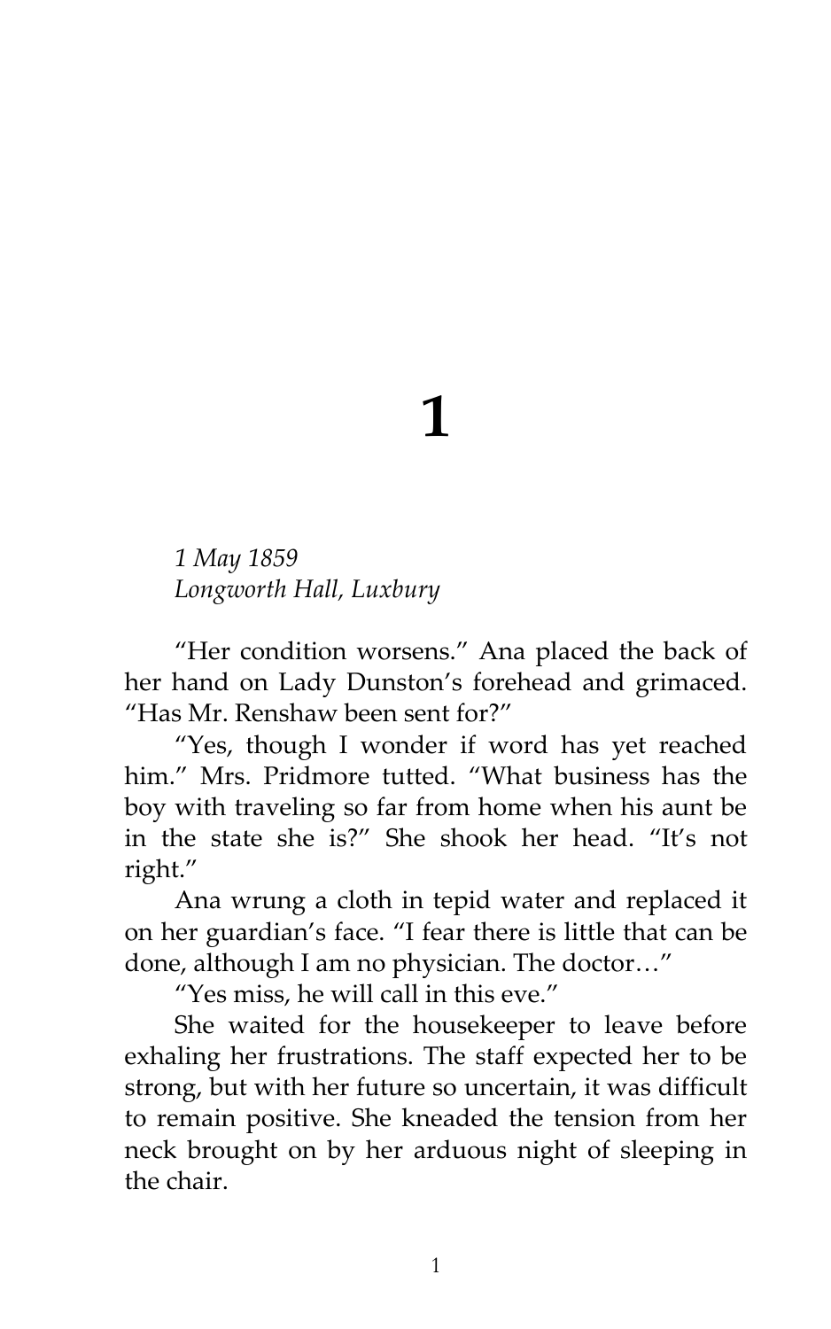# 1

*1 May 1859*
*Longworth Hall, Luxbury*

"Her condition worsens." Ana placed the back of her hand on Lady Dunston's forehead and grimaced. "Has Mr. Renshaw been sent for?"

"Yes, though I wonder if word has yet reached him." Mrs. Pridmore tutted. "What business has the boy with traveling so far from home when his aunt be in the state she is?" She shook her head. "It's not right."

Ana wrung a cloth in tepid water and replaced it on her guardian's face. "I fear there is little that can be done, although I am no physician. The doctor…"

"Yes miss, he will call in this eve."

She waited for the housekeeper to leave before exhaling her frustrations. The staff expected her to be strong, but with her future so uncertain, it was difficult to remain positive. She kneaded the tension from her neck brought on by her arduous night of sleeping in the chair.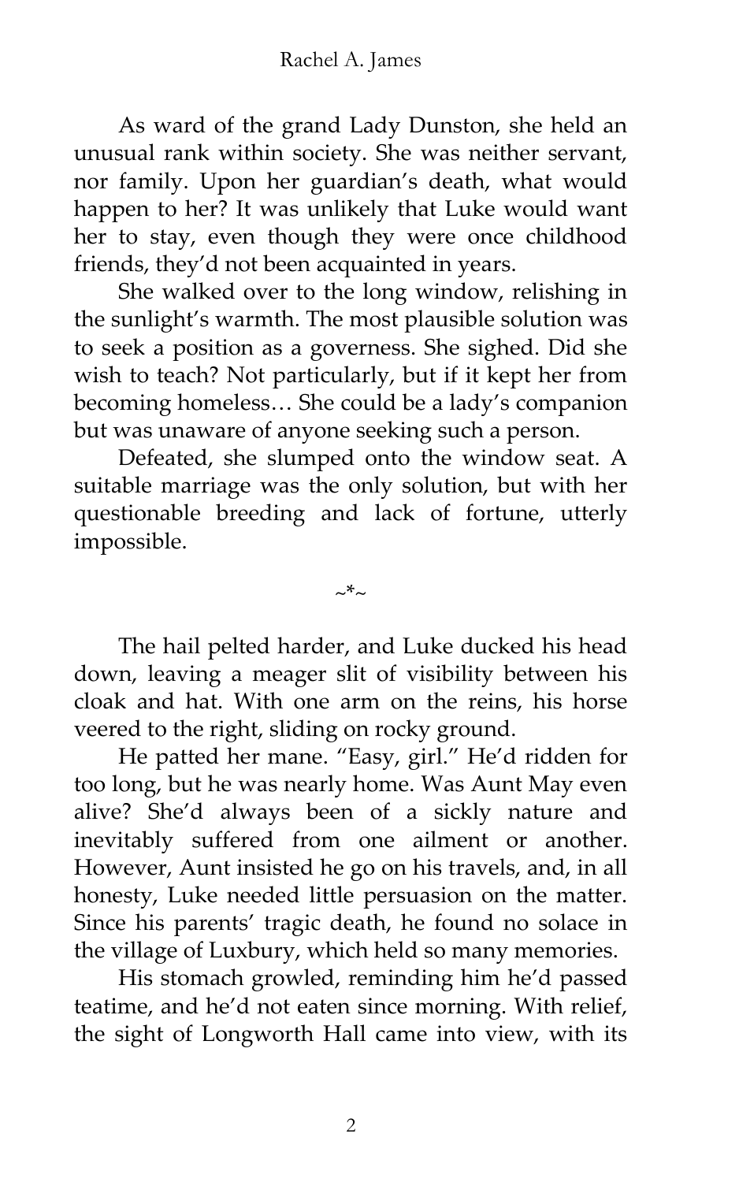As ward of the grand Lady Dunston, she held an unusual rank within society. She was neither servant, nor family. Upon her guardian's death, what would happen to her? It was unlikely that Luke would want her to stay, even though they were once childhood friends, they'd not been acquainted in years.

She walked over to the long window, relishing in the sunlight's warmth. The most plausible solution was to seek a position as a governess. She sighed. Did she wish to teach? Not particularly, but if it kept her from becoming homeless… She could be a lady's companion but was unaware of anyone seeking such a person.

Defeated, she slumped onto the window seat. A suitable marriage was the only solution, but with her questionable breeding and lack of fortune, utterly impossible.

~*~

The hail pelted harder, and Luke ducked his head down, leaving a meager slit of visibility between his cloak and hat. With one arm on the reins, his horse veered to the right, sliding on rocky ground.

He patted her mane. "Easy, girl." He'd ridden for too long, but he was nearly home. Was Aunt May even alive? She'd always been of a sickly nature and inevitably suffered from one ailment or another. However, Aunt insisted he go on his travels, and, in all honesty, Luke needed little persuasion on the matter. Since his parents' tragic death, he found no solace in the village of Luxbury, which held so many memories.

His stomach growled, reminding him he'd passed teatime, and he'd not eaten since morning. With relief, the sight of Longworth Hall came into view, with its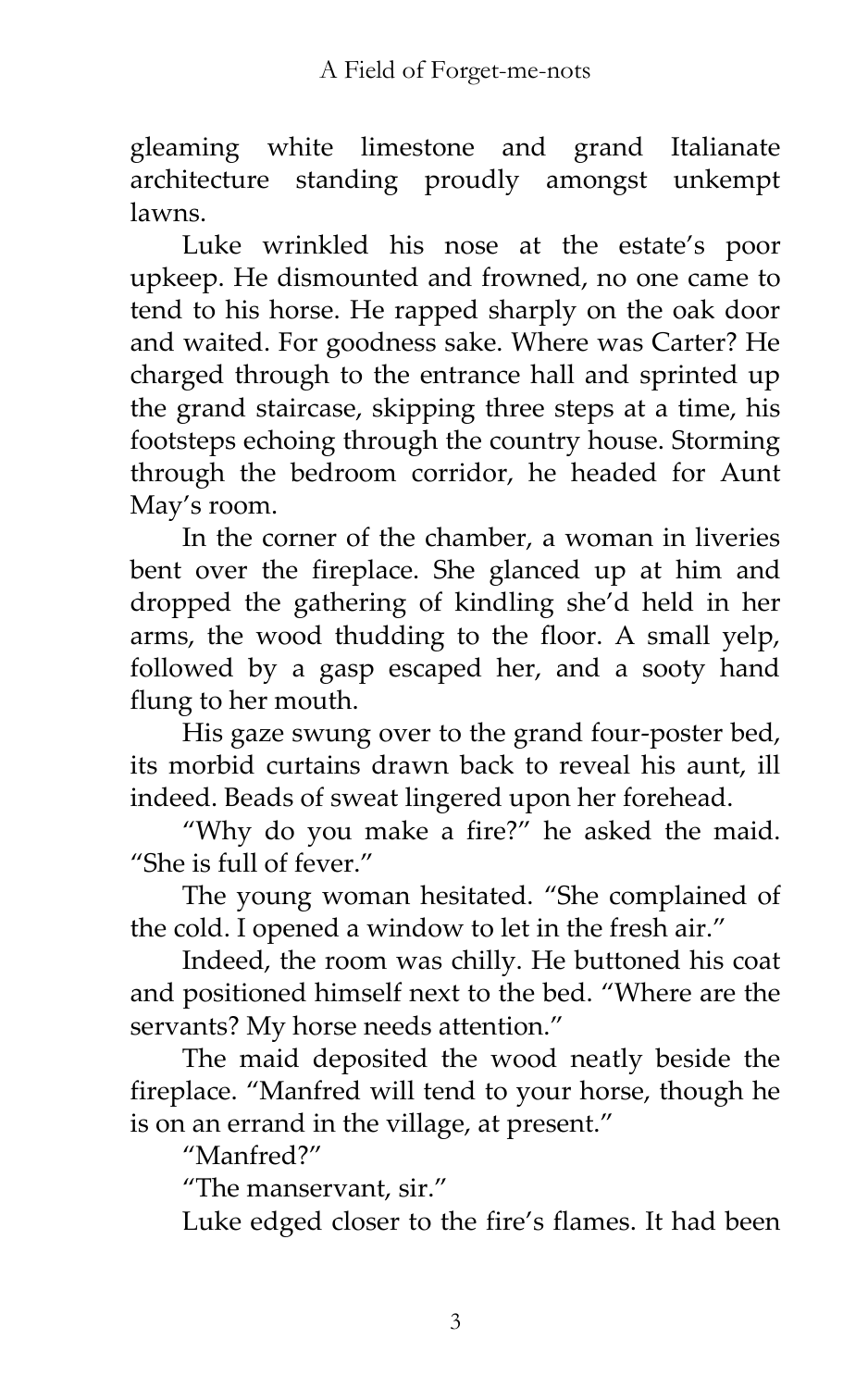gleaming white limestone and grand Italianate architecture standing proudly amongst unkempt lawns.

Luke wrinkled his nose at the estate's poor upkeep. He dismounted and frowned, no one came to tend to his horse. He rapped sharply on the oak door and waited. For goodness sake. Where was Carter? He charged through to the entrance hall and sprinted up the grand staircase, skipping three steps at a time, his footsteps echoing through the country house. Storming through the bedroom corridor, he headed for Aunt May's room.

In the corner of the chamber, a woman in liveries bent over the fireplace. She glanced up at him and dropped the gathering of kindling she'd held in her arms, the wood thudding to the floor. A small yelp, followed by a gasp escaped her, and a sooty hand flung to her mouth.

His gaze swung over to the grand four-poster bed, its morbid curtains drawn back to reveal his aunt, ill indeed. Beads of sweat lingered upon her forehead.

"Why do you make a fire?" he asked the maid. "She is full of fever."

The young woman hesitated. "She complained of the cold. I opened a window to let in the fresh air."

Indeed, the room was chilly. He buttoned his coat and positioned himself next to the bed. "Where are the servants? My horse needs attention."

The maid deposited the wood neatly beside the fireplace. "Manfred will tend to your horse, though he is on an errand in the village, at present."

"Manfred?"

"The manservant, sir."

Luke edged closer to the fire's flames. It had been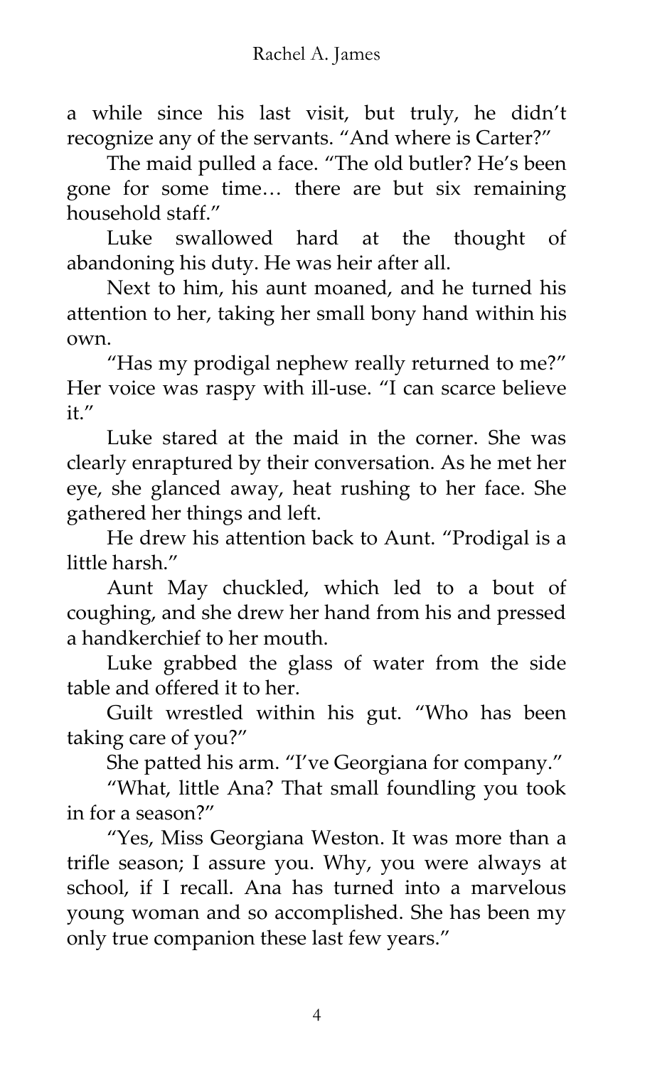a while since his last visit, but truly, he didn't recognize any of the servants. "And where is Carter?"

The maid pulled a face. "The old butler? He's been gone for some time… there are but six remaining household staff."

Luke swallowed hard at the thought of abandoning his duty. He was heir after all.

Next to him, his aunt moaned, and he turned his attention to her, taking her small bony hand within his own.

"Has my prodigal nephew really returned to me?" Her voice was raspy with ill-use. "I can scarce believe it."

Luke stared at the maid in the corner. She was clearly enraptured by their conversation. As he met her eye, she glanced away, heat rushing to her face. She gathered her things and left.

He drew his attention back to Aunt. "Prodigal is a little harsh."

Aunt May chuckled, which led to a bout of coughing, and she drew her hand from his and pressed a handkerchief to her mouth.

Luke grabbed the glass of water from the side table and offered it to her.

Guilt wrestled within his gut. "Who has been taking care of you?"

She patted his arm. "I've Georgiana for company."

"What, little Ana? That small foundling you took in for a season?"

"Yes, Miss Georgiana Weston. It was more than a trifle season; I assure you. Why, you were always at school, if I recall. Ana has turned into a marvelous young woman and so accomplished. She has been my only true companion these last few years."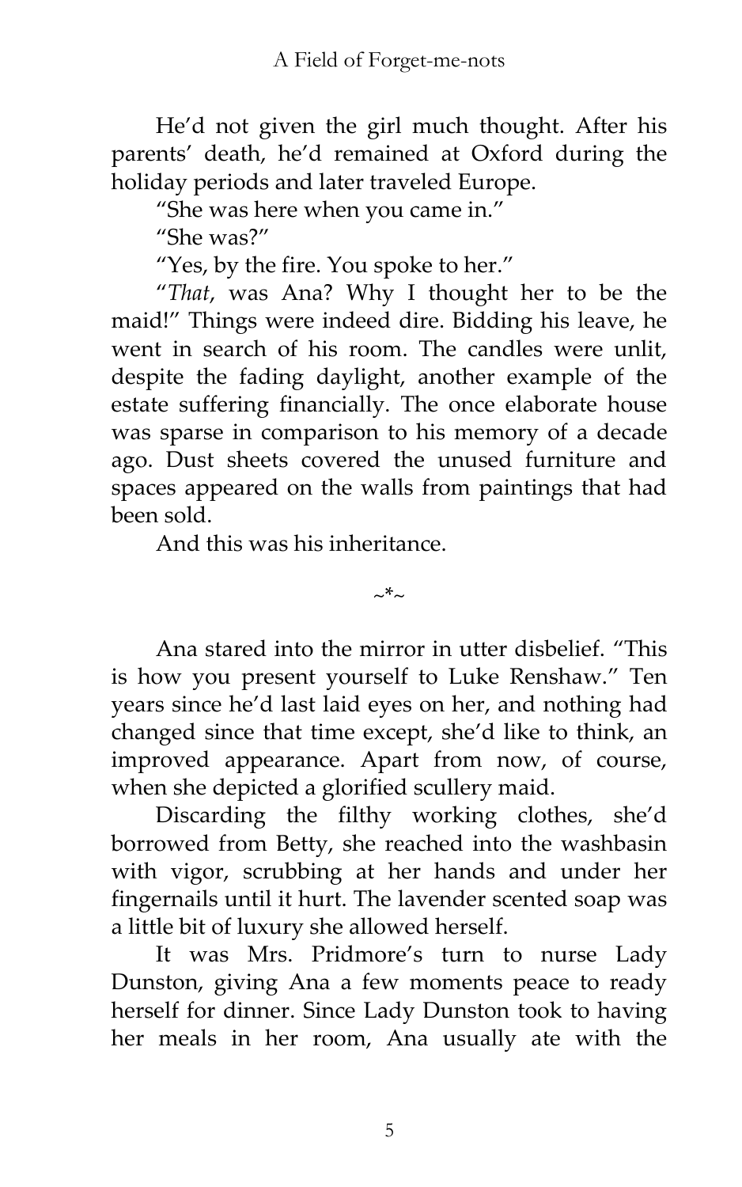He'd not given the girl much thought. After his parents' death, he'd remained at Oxford during the holiday periods and later traveled Europe.

"She was here when you came in."

"She was?"

"Yes, by the fire. You spoke to her."

"*That*, was Ana? Why I thought her to be the maid!" Things were indeed dire. Bidding his leave, he went in search of his room. The candles were unlit, despite the fading daylight, another example of the estate suffering financially. The once elaborate house was sparse in comparison to his memory of a decade ago. Dust sheets covered the unused furniture and spaces appeared on the walls from paintings that had been sold.

And this was his inheritance.

~*~

Ana stared into the mirror in utter disbelief. "This is how you present yourself to Luke Renshaw." Ten years since he'd last laid eyes on her, and nothing had changed since that time except, she'd like to think, an improved appearance. Apart from now, of course, when she depicted a glorified scullery maid.

Discarding the filthy working clothes, she'd borrowed from Betty, she reached into the washbasin with vigor, scrubbing at her hands and under her fingernails until it hurt. The lavender scented soap was a little bit of luxury she allowed herself.

It was Mrs. Pridmore's turn to nurse Lady Dunston, giving Ana a few moments peace to ready herself for dinner. Since Lady Dunston took to having her meals in her room, Ana usually ate with the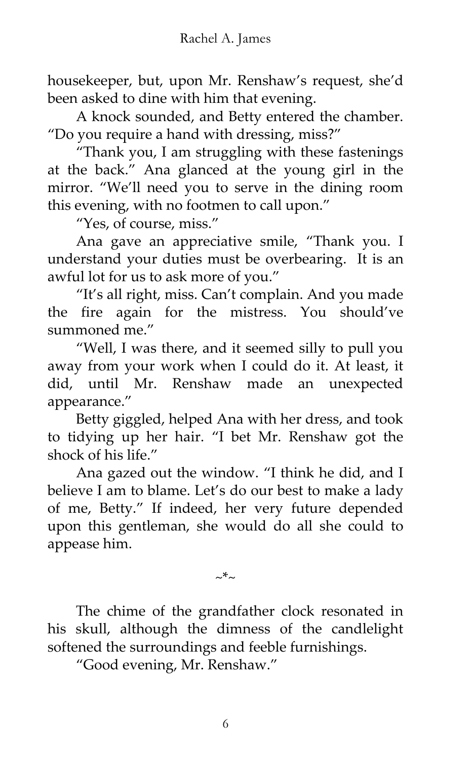housekeeper, but, upon Mr. Renshaw's request, she'd been asked to dine with him that evening.

A knock sounded, and Betty entered the chamber. "Do you require a hand with dressing, miss?"

"Thank you, I am struggling with these fastenings at the back." Ana glanced at the young girl in the mirror. "We'll need you to serve in the dining room this evening, with no footmen to call upon."

"Yes, of course, miss."

Ana gave an appreciative smile, "Thank you. I understand your duties must be overbearing. It is an awful lot for us to ask more of you."

"It's all right, miss. Can't complain. And you made the fire again for the mistress. You should've summoned me."

"Well, I was there, and it seemed silly to pull you away from your work when I could do it. At least, it did, until Mr. Renshaw made an unexpected appearance."

Betty giggled, helped Ana with her dress, and took to tidying up her hair. "I bet Mr. Renshaw got the shock of his life."

Ana gazed out the window. "I think he did, and I believe I am to blame. Let's do our best to make a lady of me, Betty." If indeed, her very future depended upon this gentleman, she would do all she could to appease him.

~*~

The chime of the grandfather clock resonated in his skull, although the dimness of the candlelight softened the surroundings and feeble furnishings.

"Good evening, Mr. Renshaw."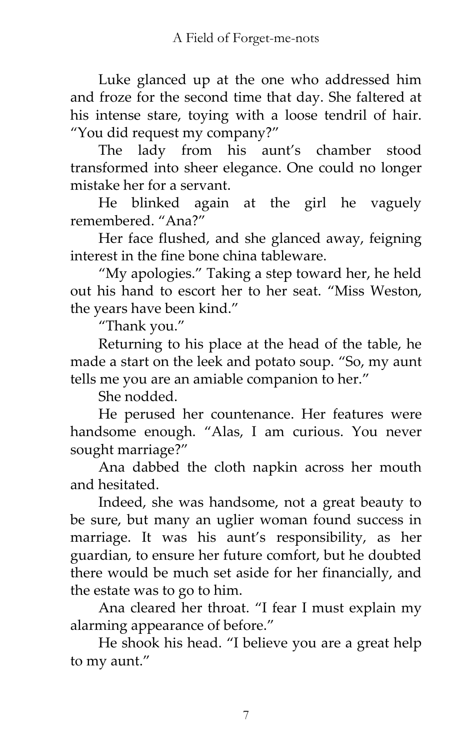Luke glanced up at the one who addressed him and froze for the second time that day. She faltered at his intense stare, toying with a loose tendril of hair. "You did request my company?"

The lady from his aunt's chamber stood transformed into sheer elegance. One could no longer mistake her for a servant.

He blinked again at the girl he vaguely remembered. "Ana?"

Her face flushed, and she glanced away, feigning interest in the fine bone china tableware.

"My apologies." Taking a step toward her, he held out his hand to escort her to her seat. "Miss Weston, the years have been kind."

"Thank you."

Returning to his place at the head of the table, he made a start on the leek and potato soup. "So, my aunt tells me you are an amiable companion to her."

She nodded.

He perused her countenance. Her features were handsome enough. "Alas, I am curious. You never sought marriage?"

Ana dabbed the cloth napkin across her mouth and hesitated.

Indeed, she was handsome, not a great beauty to be sure, but many an uglier woman found success in marriage. It was his aunt's responsibility, as her guardian, to ensure her future comfort, but he doubted there would be much set aside for her financially, and the estate was to go to him.

Ana cleared her throat. "I fear I must explain my alarming appearance of before."

He shook his head. "I believe you are a great help to my aunt."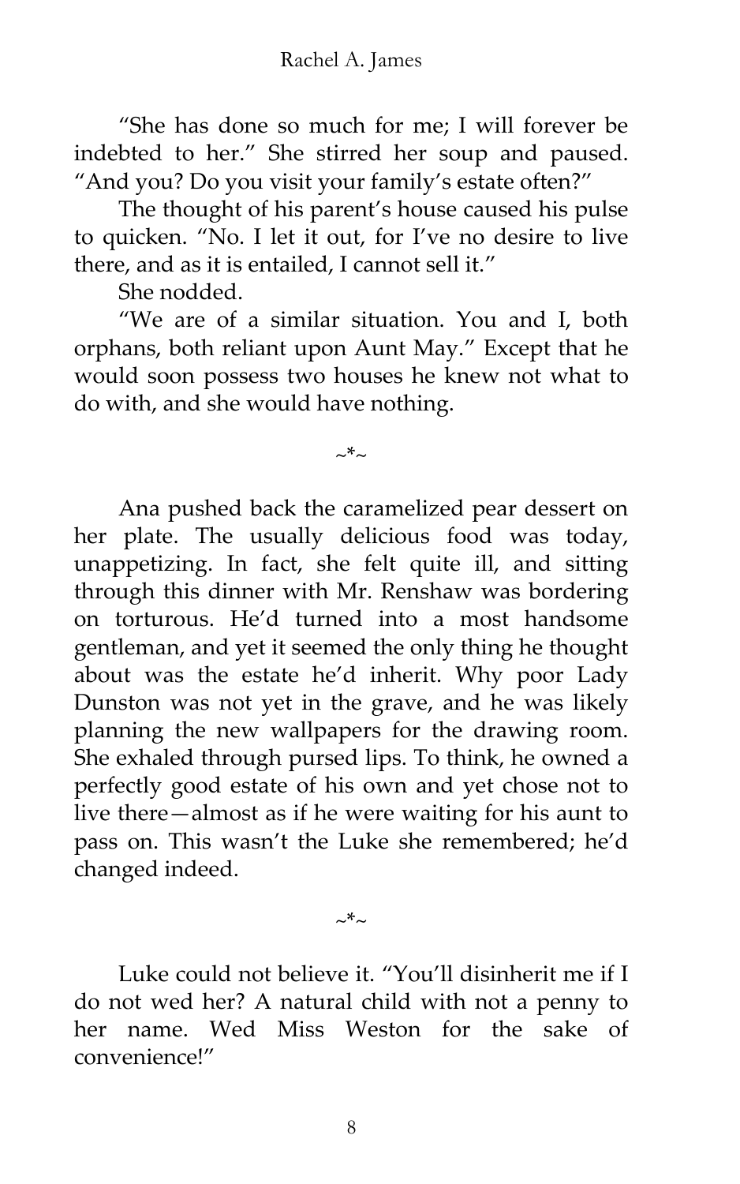"She has done so much for me; I will forever be indebted to her." She stirred her soup and paused. "And you? Do you visit your family's estate often?"

The thought of his parent's house caused his pulse to quicken. "No. I let it out, for I've no desire to live there, and as it is entailed, I cannot sell it."

She nodded.

"We are of a similar situation. You and I, both orphans, both reliant upon Aunt May." Except that he would soon possess two houses he knew not what to do with, and she would have nothing.

~*~

Ana pushed back the caramelized pear dessert on her plate. The usually delicious food was today, unappetizing. In fact, she felt quite ill, and sitting through this dinner with Mr. Renshaw was bordering on torturous. He'd turned into a most handsome gentleman, and yet it seemed the only thing he thought about was the estate he'd inherit. Why poor Lady Dunston was not yet in the grave, and he was likely planning the new wallpapers for the drawing room. She exhaled through pursed lips. To think, he owned a perfectly good estate of his own and yet chose not to live there—almost as if he were waiting for his aunt to pass on. This wasn't the Luke she remembered; he'd changed indeed.

~*~

Luke could not believe it. "You'll disinherit me if I do not wed her? A natural child with not a penny to her name. Wed Miss Weston for the sake of convenience!"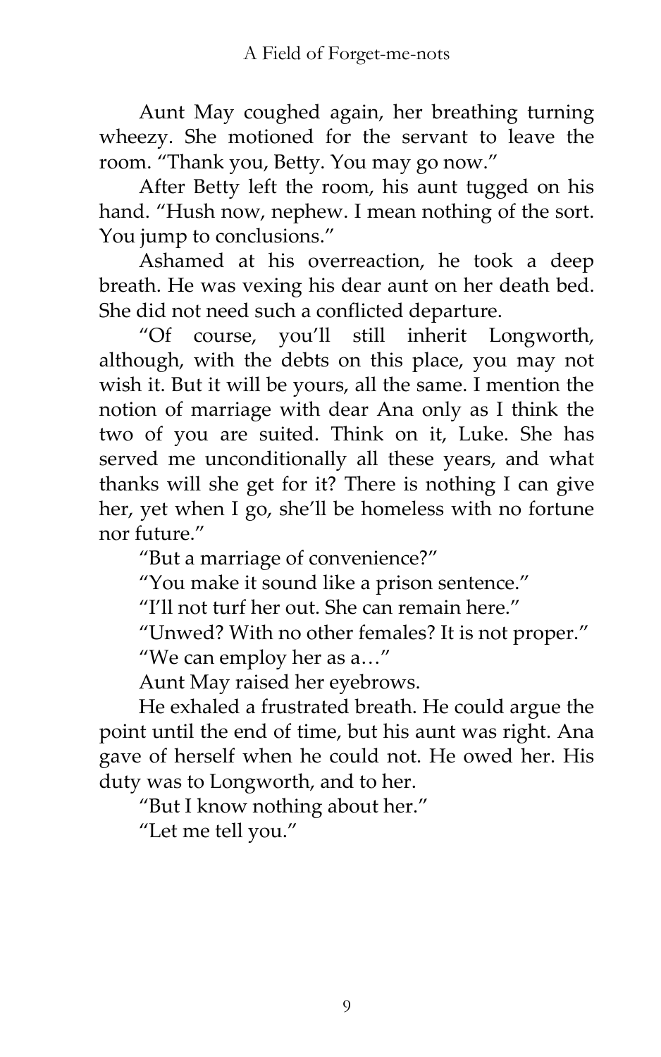Aunt May coughed again, her breathing turning wheezy. She motioned for the servant to leave the room. "Thank you, Betty. You may go now."

After Betty left the room, his aunt tugged on his hand. "Hush now, nephew. I mean nothing of the sort. You jump to conclusions."

Ashamed at his overreaction, he took a deep breath. He was vexing his dear aunt on her death bed. She did not need such a conflicted departure.

"Of course, you'll still inherit Longworth, although, with the debts on this place, you may not wish it. But it will be yours, all the same. I mention the notion of marriage with dear Ana only as I think the two of you are suited. Think on it, Luke. She has served me unconditionally all these years, and what thanks will she get for it? There is nothing I can give her, yet when I go, she'll be homeless with no fortune nor future."

"But a marriage of convenience?"

"You make it sound like a prison sentence."

"I'll not turf her out. She can remain here."

"Unwed? With no other females? It is not proper."

"We can employ her as a…"

Aunt May raised her eyebrows.

He exhaled a frustrated breath. He could argue the point until the end of time, but his aunt was right. Ana gave of herself when he could not. He owed her. His duty was to Longworth, and to her.

"But I know nothing about her."

"Let me tell you."